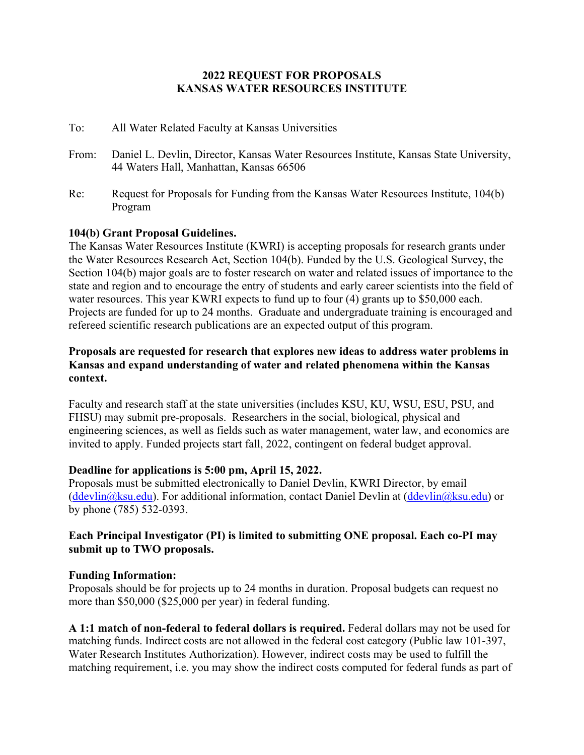# 2022 REQUEST FOR PROPOSALS
# KANSAS WATER RESOURCES INSTITUTE

To: All Water Related Faculty at Kansas Universities

From: Daniel L. Devlin, Director, Kansas Water Resources Institute, Kansas State University, 44 Waters Hall, Manhattan, Kansas 66506

Re: Request for Proposals for Funding from the Kansas Water Resources Institute, 104(b) Program

**104(b) Grant Proposal Guidelines.**

The Kansas Water Resources Institute (KWRI) is accepting proposals for research grants under the Water Resources Research Act, Section 104(b). Funded by the U.S. Geological Survey, the Section 104(b) major goals are to foster research on water and related issues of importance to the state and region and to encourage the entry of students and early career scientists into the field of water resources. This year KWRI expects to fund up to four (4) grants up to $50,000 each. Projects are funded for up to 24 months. Graduate and undergraduate training is encouraged and refereed scientific research publications are an expected output of this program.

**Proposals are requested for research that explores new ideas to address water problems in Kansas and expand understanding of water and related phenomena within the Kansas context.**

Faculty and research staff at the state universities (includes KSU, KU, WSU, ESU, PSU, and FHSU) may submit pre-proposals. Researchers in the social, biological, physical and engineering sciences, as well as fields such as water management, water law, and economics are invited to apply. Funded projects start fall, 2022, contingent on federal budget approval.

**Deadline for applications is 5:00 pm, April 15, 2022.**

Proposals must be submitted electronically to Daniel Devlin, KWRI Director, by email (ddevlin@ksu.edu). For additional information, contact Daniel Devlin at (ddevlin@ksu.edu) or by phone (785) 532-0393.

**Each Principal Investigator (PI) is limited to submitting ONE proposal. Each co-PI may submit up to TWO proposals.**

**Funding Information:**

Proposals should be for projects up to 24 months in duration. Proposal budgets can request no more than $50,000 ($25,000 per year) in federal funding.

**A 1:1 match of non-federal to federal dollars is required.** Federal dollars may not be used for matching funds. Indirect costs are not allowed in the federal cost category (Public law 101-397, Water Research Institutes Authorization). However, indirect costs may be used to fulfill the matching requirement, i.e. you may show the indirect costs computed for federal funds as part of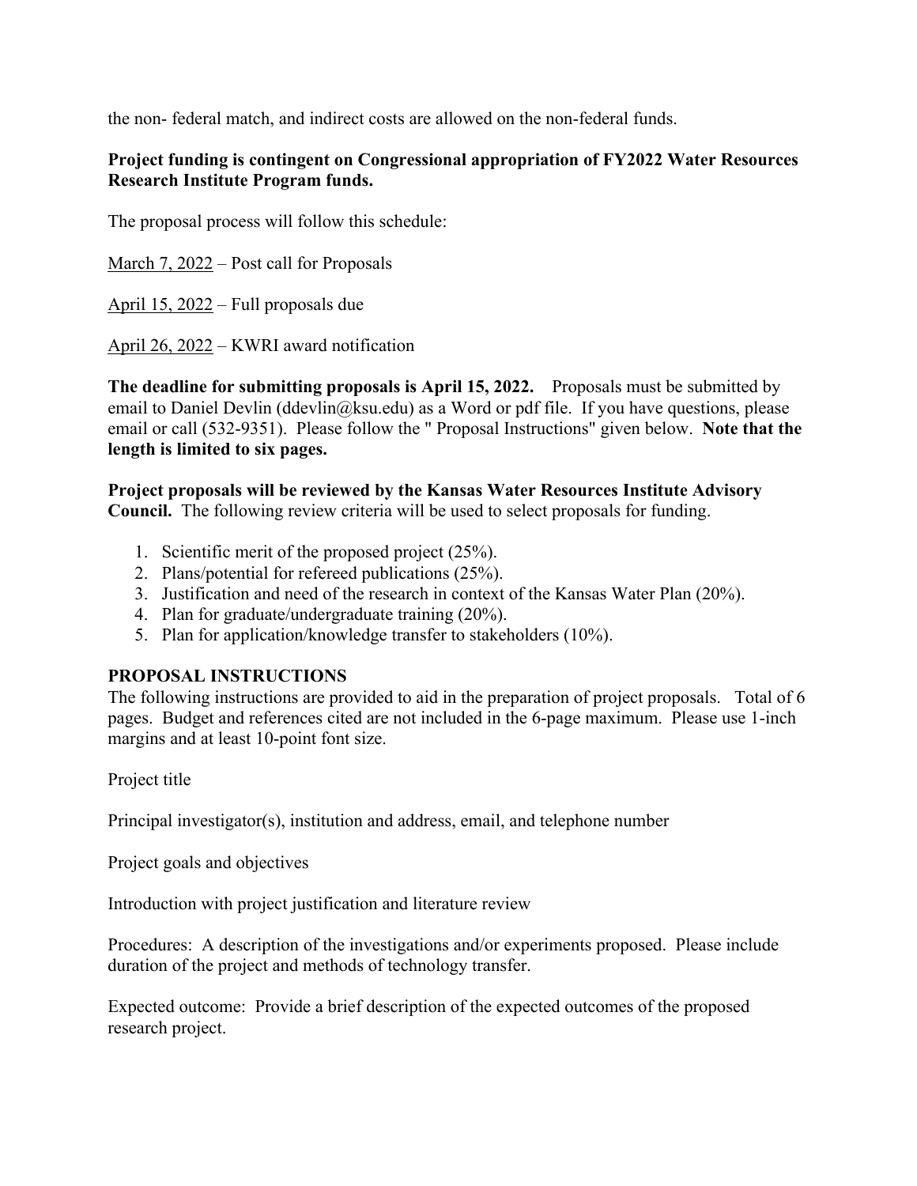the non- federal match, and indirect costs are allowed on the non-federal funds.

**Project funding is contingent on Congressional appropriation of FY2022 Water Resources Research Institute Program funds.**

The proposal process will follow this schedule:

<u>March 7, 2022</u> – Post call for Proposals

<u>April 15, 2022</u> – Full proposals due

<u>April 26, 2022</u> – KWRI award notification

**The deadline for submitting proposals is April 15, 2022.** Proposals must be submitted by email to Daniel Devlin (ddevlin@ksu.edu) as a Word or pdf file. If you have questions, please email or call (532-9351). Please follow the " Proposal Instructions" given below. **Note that the length is limited to six pages.**

**Project proposals will be reviewed by the Kansas Water Resources Institute Advisory Council.** The following review criteria will be used to select proposals for funding.

1. Scientific merit of the proposed project (25%).
2. Plans/potential for refereed publications (25%).
3. Justification and need of the research in context of the Kansas Water Plan (20%).
4. Plan for graduate/undergraduate training (20%).
5. Plan for application/knowledge transfer to stakeholders (10%).

## PROPOSAL INSTRUCTIONS

The following instructions are provided to aid in the preparation of project proposals. Total of 6 pages. Budget and references cited are not included in the 6-page maximum. Please use 1-inch margins and at least 10-point font size.

Project title

Principal investigator(s), institution and address, email, and telephone number

Project goals and objectives

Introduction with project justification and literature review

Procedures: A description of the investigations and/or experiments proposed. Please include duration of the project and methods of technology transfer.

Expected outcome: Provide a brief description of the expected outcomes of the proposed research project.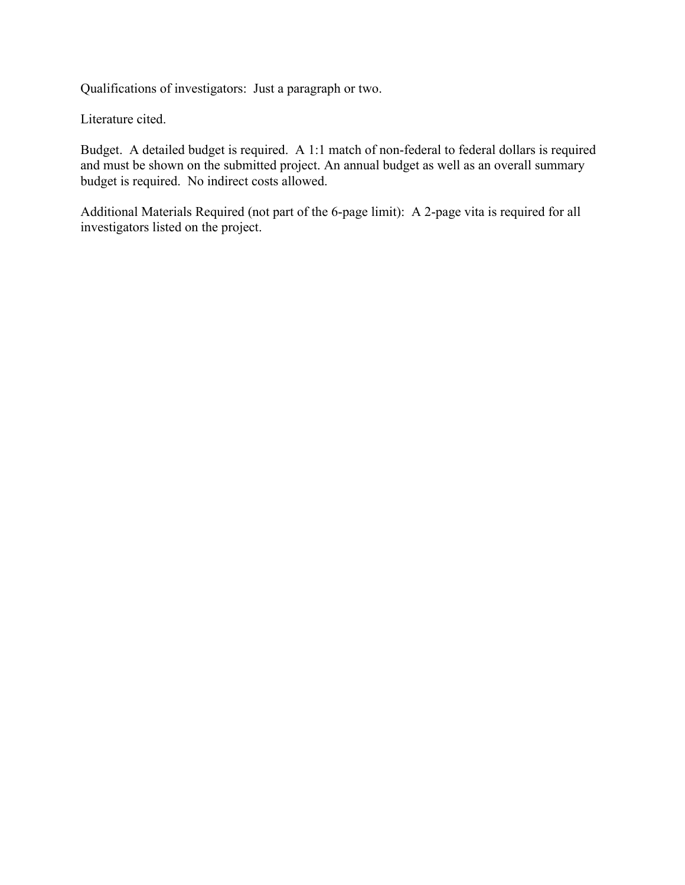Qualifications of investigators: Just a paragraph or two.

Literature cited.

Budget. A detailed budget is required. A 1:1 match of non-federal to federal dollars is required and must be shown on the submitted project. An annual budget as well as an overall summary budget is required. No indirect costs allowed.

Additional Materials Required (not part of the 6-page limit): A 2-page vita is required for all investigators listed on the project.